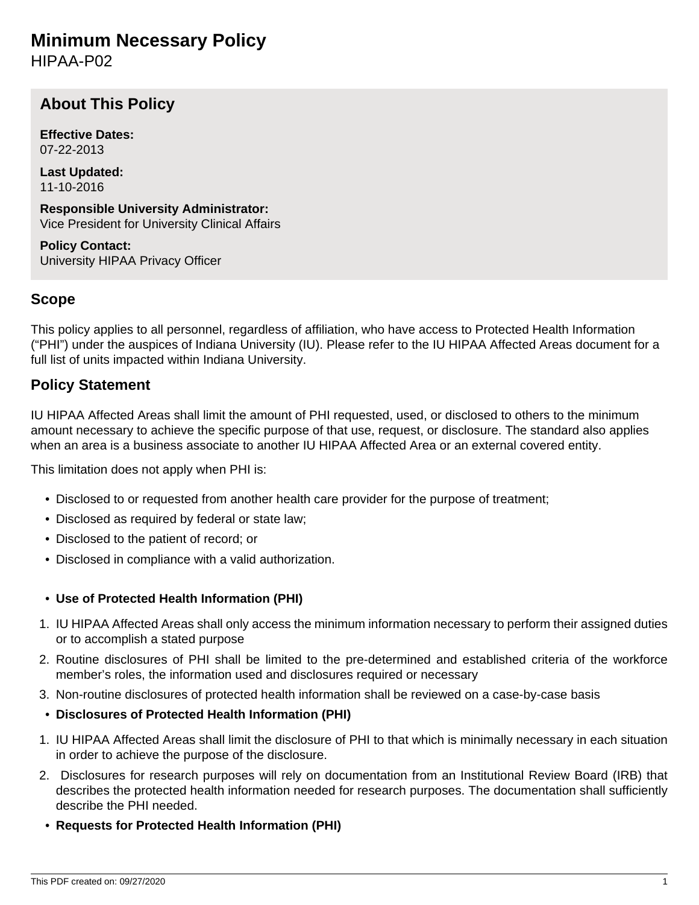# Minimum Necessary Policy

HIPAA-P02

## About This Policy

**Effective Dates:**
07-22-2013

**Last Updated:**
11-10-2016

**Responsible University Administrator:**
Vice President for University Clinical Affairs

**Policy Contact:**
University HIPAA Privacy Officer

## Scope

This policy applies to all personnel, regardless of affiliation, who have access to Protected Health Information ("PHI") under the auspices of Indiana University (IU). Please refer to the IU HIPAA Affected Areas document for a full list of units impacted within Indiana University.

## Policy Statement

IU HIPAA Affected Areas shall limit the amount of PHI requested, used, or disclosed to others to the minimum amount necessary to achieve the specific purpose of that use, request, or disclosure. The standard also applies when an area is a business associate to another IU HIPAA Affected Area or an external covered entity.

This limitation does not apply when PHI is:

- Disclosed to or requested from another health care provider for the purpose of treatment;
- Disclosed as required by federal or state law;
- Disclosed to the patient of record; or
- Disclosed in compliance with a valid authorization.

- **Use of Protected Health Information (PHI)**

1. IU HIPAA Affected Areas shall only access the minimum information necessary to perform their assigned duties or to accomplish a stated purpose
2. Routine disclosures of PHI shall be limited to the pre-determined and established criteria of the workforce member's roles, the information used and disclosures required or necessary
3. Non-routine disclosures of protected health information shall be reviewed on a case-by-case basis

- **Disclosures of Protected Health Information (PHI)**

1. IU HIPAA Affected Areas shall limit the disclosure of PHI to that which is minimally necessary in each situation in order to achieve the purpose of the disclosure.
2. Disclosures for research purposes will rely on documentation from an Institutional Review Board (IRB) that describes the protected health information needed for research purposes. The documentation shall sufficiently describe the PHI needed.

- **Requests for Protected Health Information (PHI)**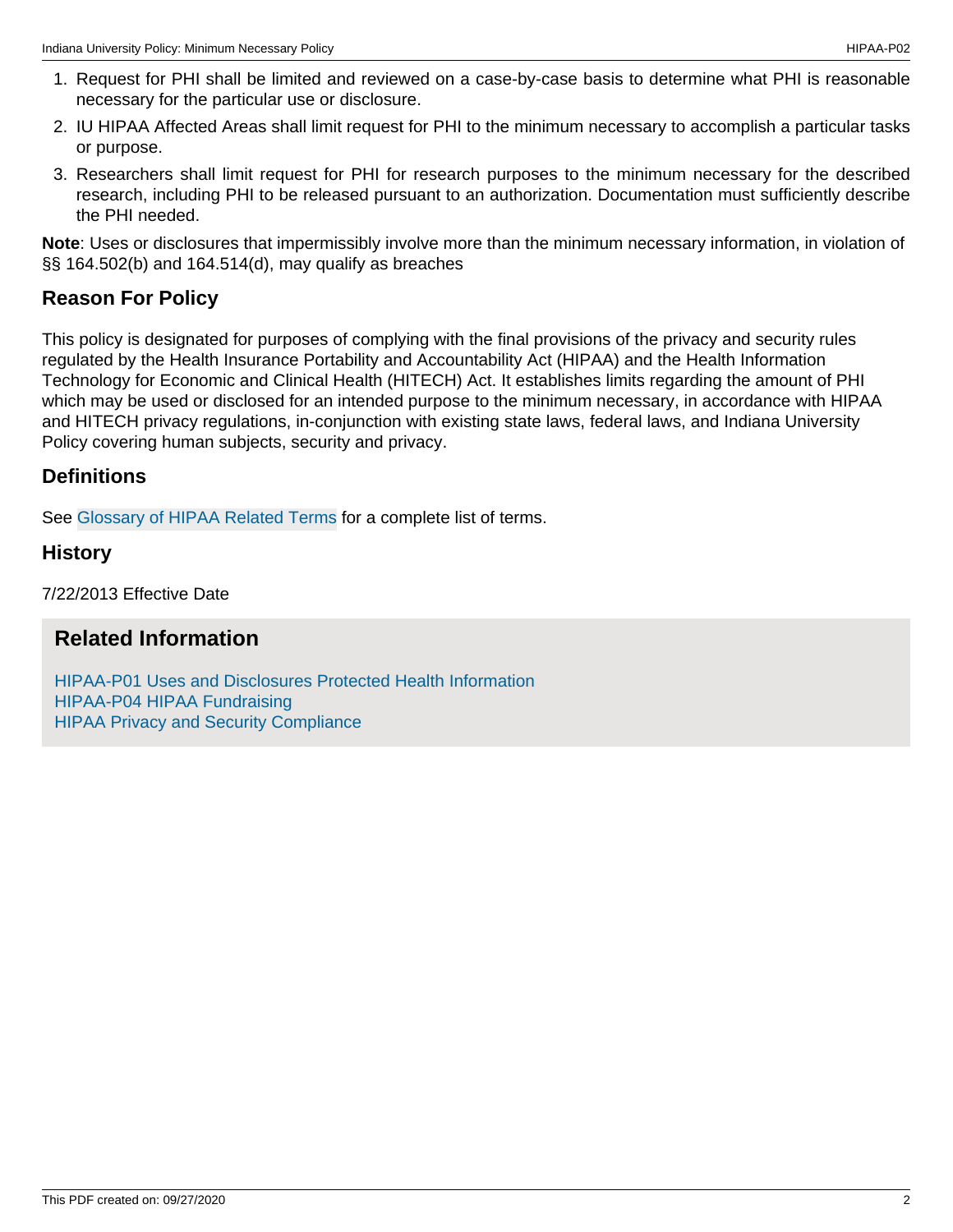1. Request for PHI shall be limited and reviewed on a case-by-case basis to determine what PHI is reasonable necessary for the particular use or disclosure.
2. IU HIPAA Affected Areas shall limit request for PHI to the minimum necessary to accomplish a particular tasks or purpose.
3. Researchers shall limit request for PHI for research purposes to the minimum necessary for the described research, including PHI to be released pursuant to an authorization. Documentation must sufficiently describe the PHI needed.

**Note**: Uses or disclosures that impermissibly involve more than the minimum necessary information, in violation of §§ 164.502(b) and 164.514(d), may qualify as breaches

## Reason For Policy

This policy is designated for purposes of complying with the final provisions of the privacy and security rules regulated by the Health Insurance Portability and Accountability Act (HIPAA) and the Health Information Technology for Economic and Clinical Health (HITECH) Act. It establishes limits regarding the amount of PHI which may be used or disclosed for an intended purpose to the minimum necessary, in accordance with HIPAA and HITECH privacy regulations, in-conjunction with existing state laws, federal laws, and Indiana University Policy covering human subjects, security and privacy.

## Definitions

See Glossary of HIPAA Related Terms for a complete list of terms.

## History

7/22/2013 Effective Date

## Related Information

HIPAA-P01 Uses and Disclosures Protected Health Information
HIPAA-P04 HIPAA Fundraising
HIPAA Privacy and Security Compliance